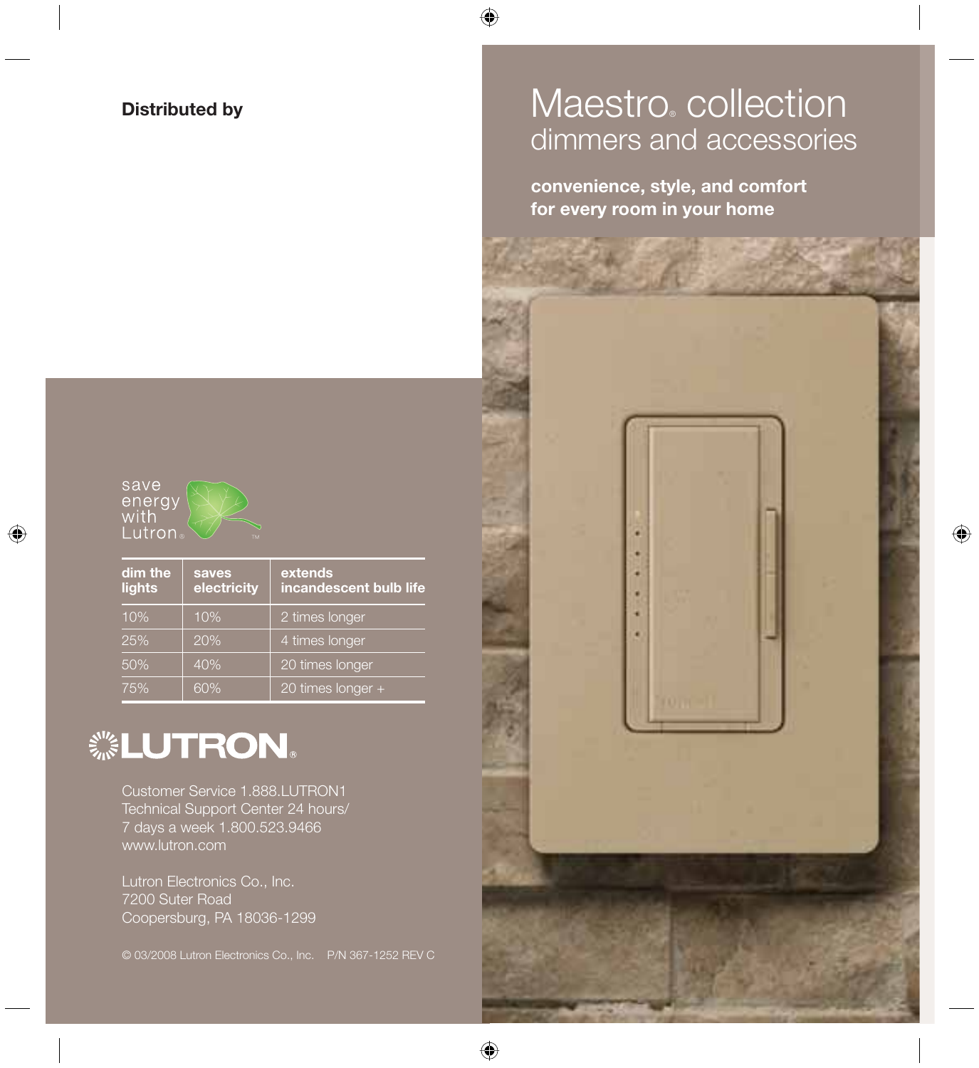# Maestro® collection
## dimmers and accessories

**convenience, style, and comfort for every room in your home**

**Distributed by**

save energy with Lutron® ™

| dim the lights | saves electricity | extends incandescent bulb life |
|---|---|---|
| 10% | 10% | 2 times longer |
| 25% | 20% | 4 times longer |
| 50% | 40% | 20 times longer |
| 75% | 60% | 20 times longer + |

LUTRON®

Customer Service 1.888.LUTRON1
Technical Support Center 24 hours/
7 days a week 1.800.523.9466
www.lutron.com

Lutron Electronics Co., Inc.
7200 Suter Road
Coopersburg, PA 18036-1299

© 03/2008 Lutron Electronics Co., Inc. P/N 367-1252 REV C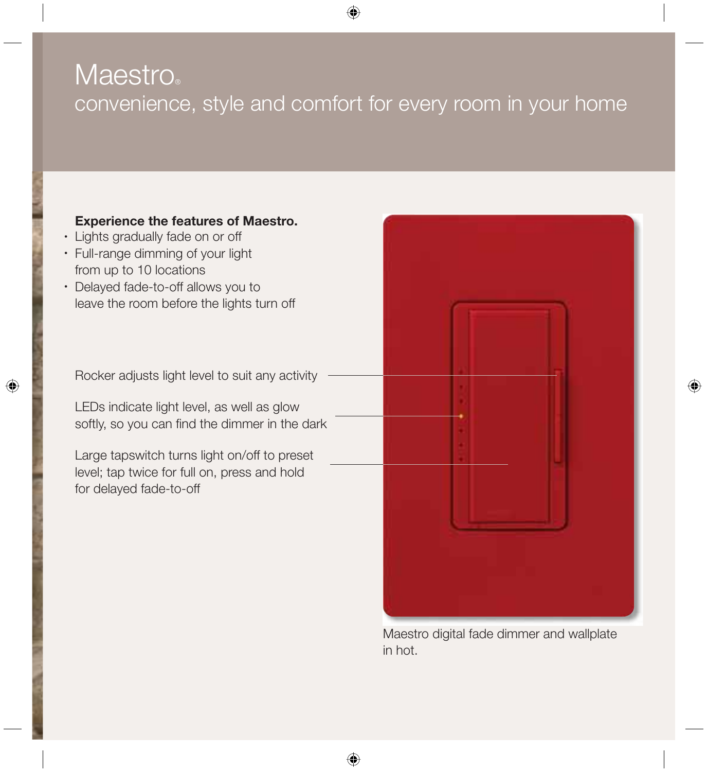# Maestro®

## convenience, style and comfort for every room in your home

**Experience the features of Maestro.**

- Lights gradually fade on or off
- Full-range dimming of your light from up to 10 locations
- Delayed fade-to-off allows you to leave the room before the lights turn off

Rocker adjusts light level to suit any activity

LEDs indicate light level, as well as glow softly, so you can find the dimmer in the dark

Large tapswitch turns light on/off to preset level; tap twice for full on, press and hold for delayed fade-to-off

Maestro digital fade dimmer and wallplate in hot.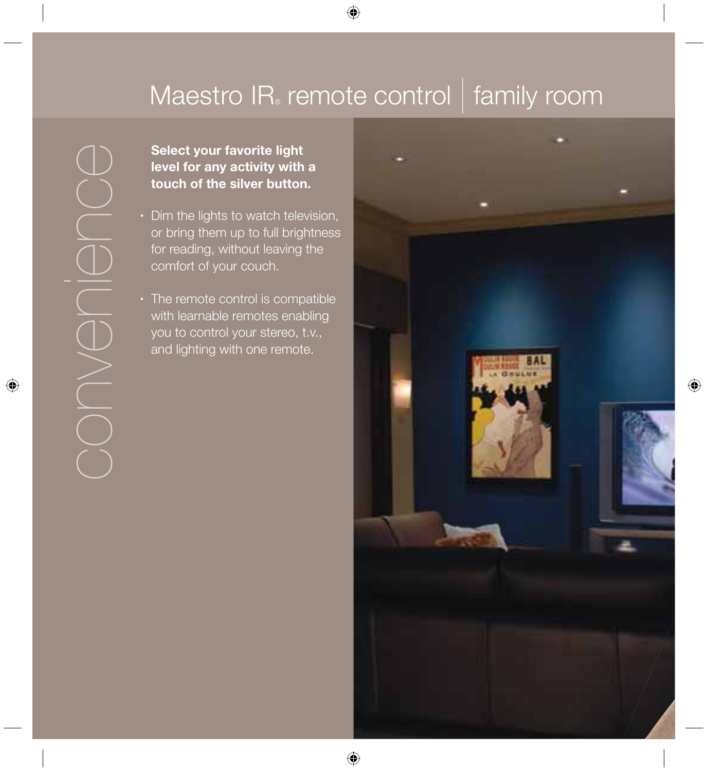# Maestro IR® remote control | family room

convenience

**Select your favorite light level for any activity with a touch of the silver button.**

- Dim the lights to watch television, or bring them up to full brightness for reading, without leaving the comfort of your couch.
- The remote control is compatible with learnable remotes enabling you to control your stereo, t.v., and lighting with one remote.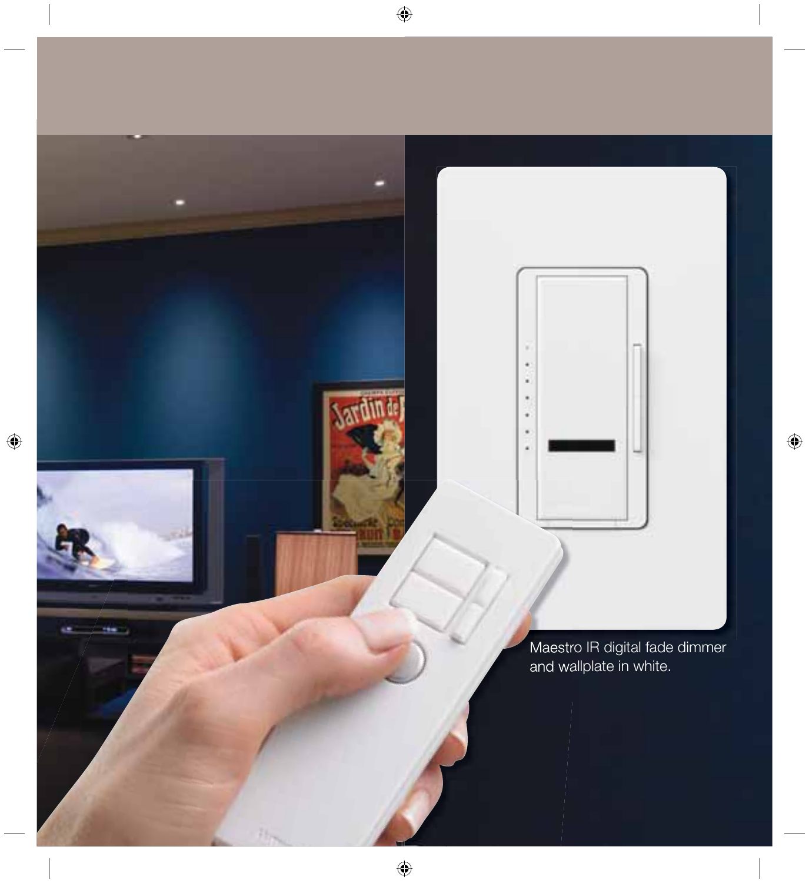Maestro IR digital fade dimmer and wallplate in white.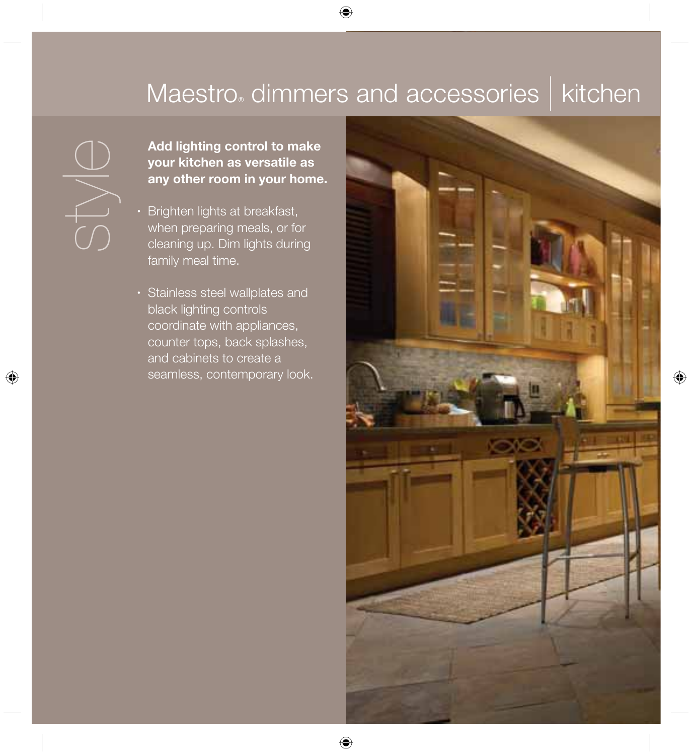# Maestro® dimmers and accessories | kitchen

style

**Add lighting control to make your kitchen as versatile as any other room in your home.**

- Brighten lights at breakfast, when preparing meals, or for cleaning up. Dim lights during family meal time.
- Stainless steel wallplates and black lighting controls coordinate with appliances, counter tops, back splashes, and cabinets to create a seamless, contemporary look.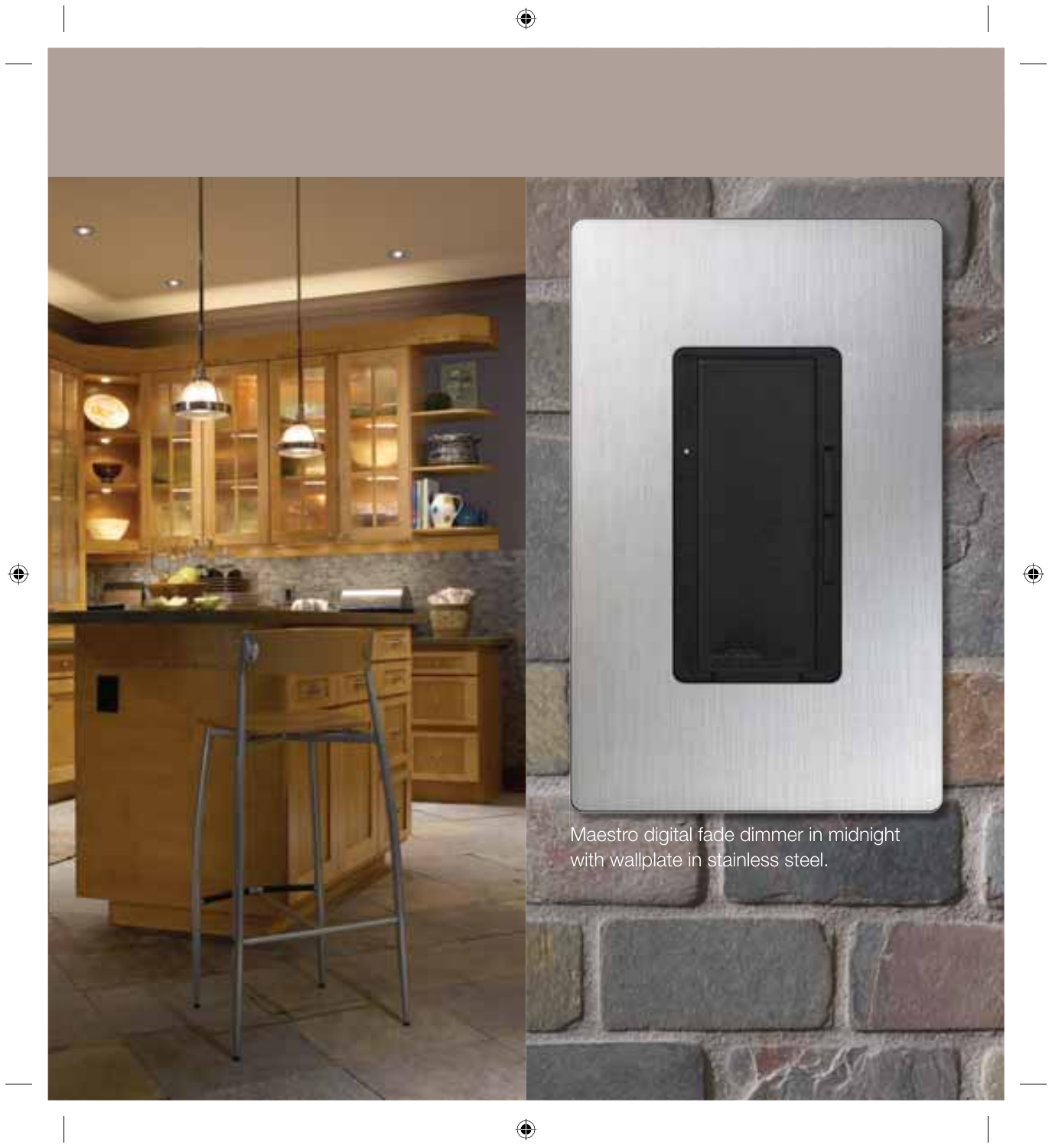Maestro digital fade dimmer in midnight with wallplate in stainless steel.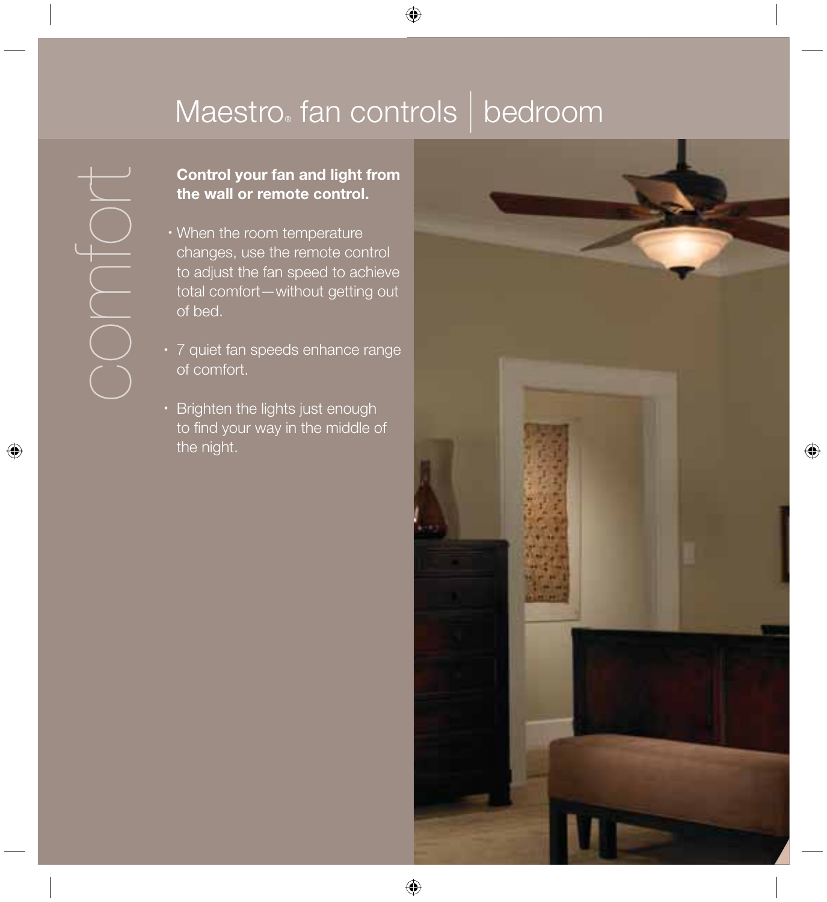# Maestro® fan controls | bedroom

comfort

**Control your fan and light from the wall or remote control.**

- When the room temperature changes, use the remote control to adjust the fan speed to achieve total comfort—without getting out of bed.
- 7 quiet fan speeds enhance range of comfort.
- Brighten the lights just enough to find your way in the middle of the night.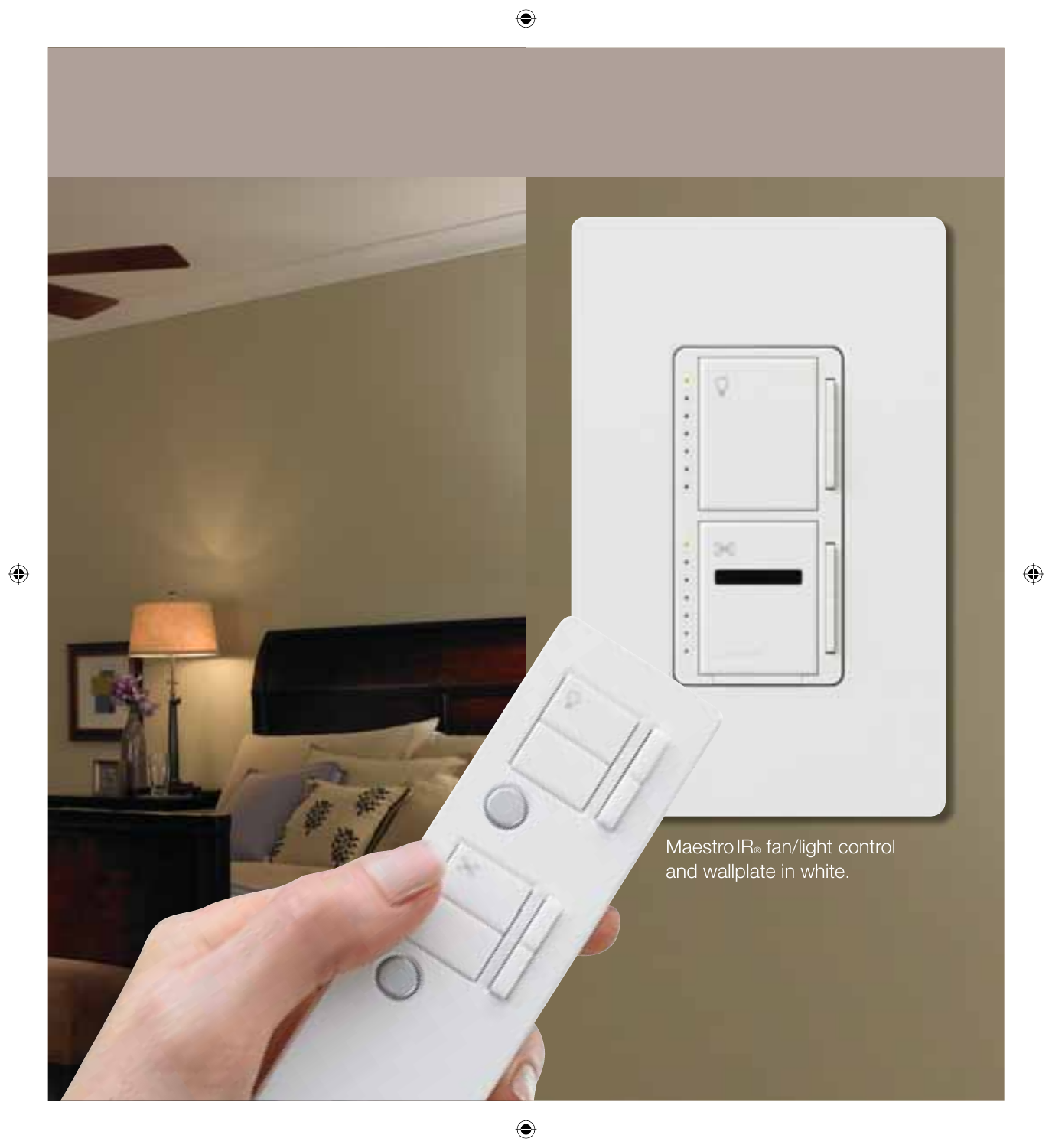Maestro IR® fan/light control and wallplate in white.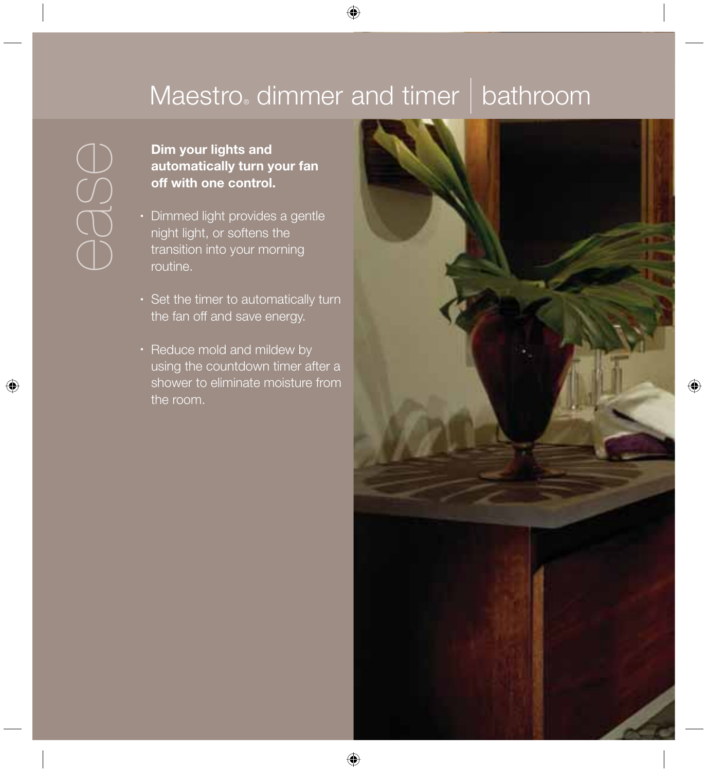# Maestro® dimmer and timer | bathroom

ease

**Dim your lights and automatically turn your fan off with one control.**

- Dimmed light provides a gentle night light, or softens the transition into your morning routine.
- Set the timer to automatically turn the fan off and save energy.
- Reduce mold and mildew by using the countdown timer after a shower to eliminate moisture from the room.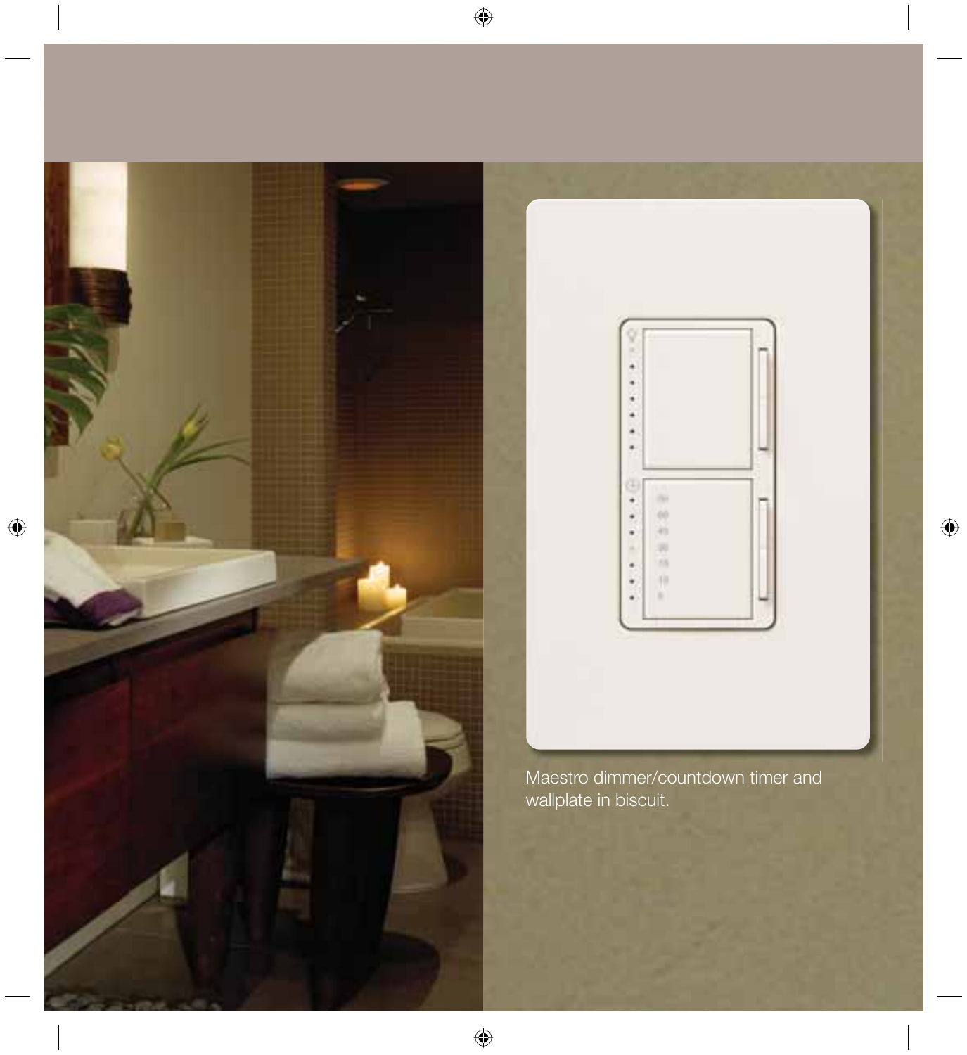Maestro dimmer/countdown timer and wallplate in biscuit.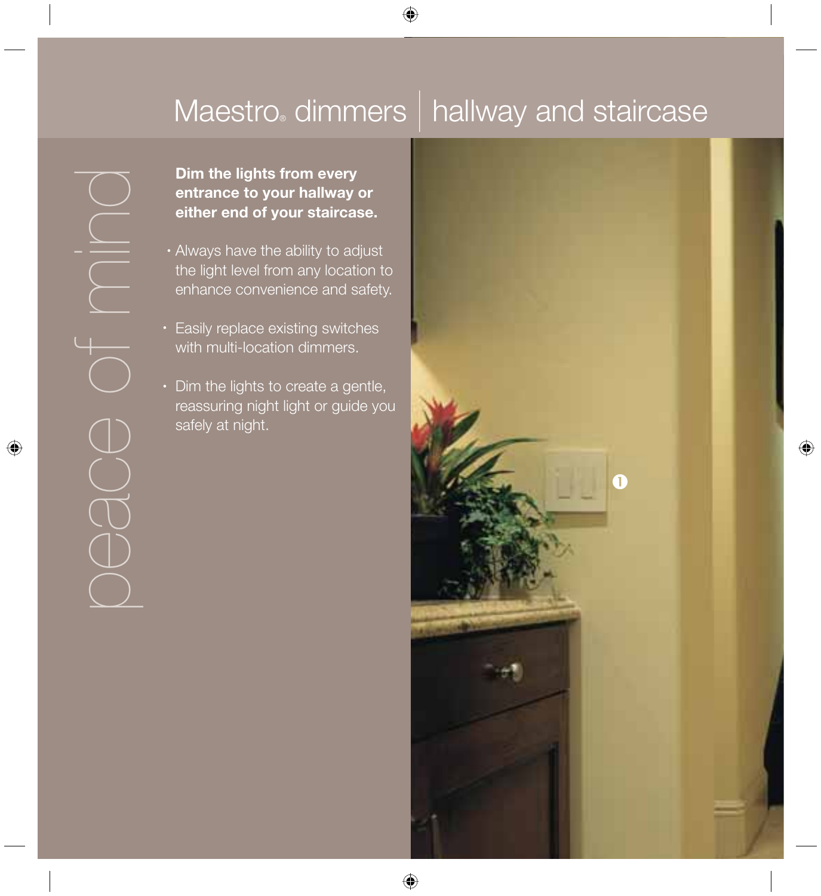# Maestro® dimmers | hallway and staircase

peace of mind

**Dim the lights from every entrance to your hallway or either end of your staircase.**

- Always have the ability to adjust the light level from any location to enhance convenience and safety.
- Easily replace existing switches with multi-location dimmers.
- Dim the lights to create a gentle, reassuring night light or guide you safely at night.

1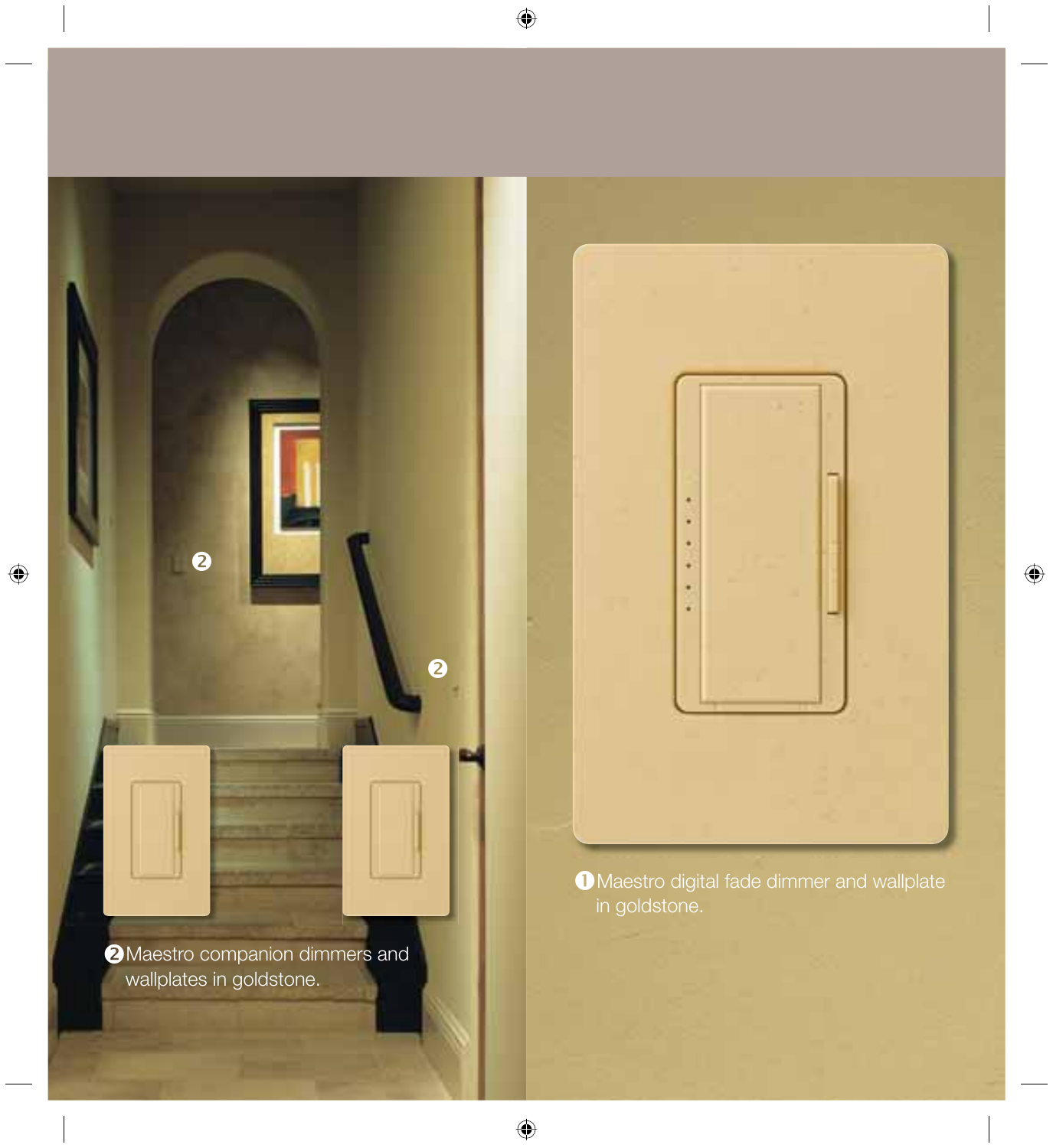❷ Maestro companion dimmers and wallplates in goldstone.

❶ Maestro digital fade dimmer and wallplate in goldstone.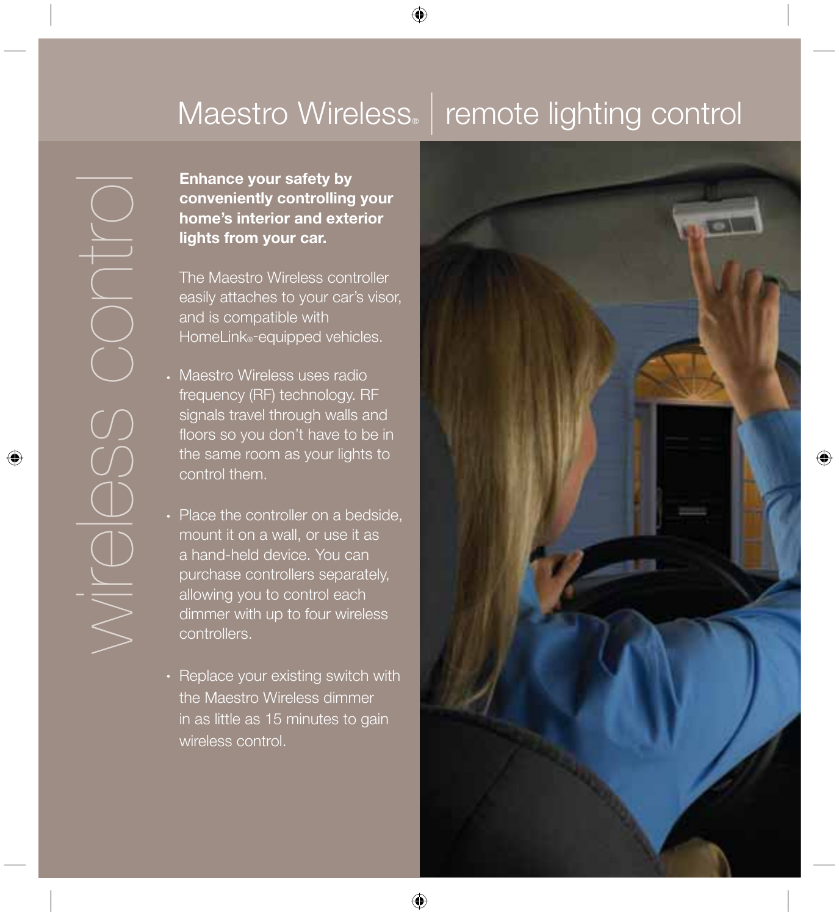# Maestro Wireless® | remote lighting control

wireless control

**Enhance your safety by conveniently controlling your home's interior and exterior lights from your car.**

The Maestro Wireless controller easily attaches to your car's visor, and is compatible with HomeLink®-equipped vehicles.

- Maestro Wireless uses radio frequency (RF) technology. RF signals travel through walls and floors so you don't have to be in the same room as your lights to control them.
- Place the controller on a bedside, mount it on a wall, or use it as a hand-held device. You can purchase controllers separately, allowing you to control each dimmer with up to four wireless controllers.
- Replace your existing switch with the Maestro Wireless dimmer in as little as 15 minutes to gain wireless control.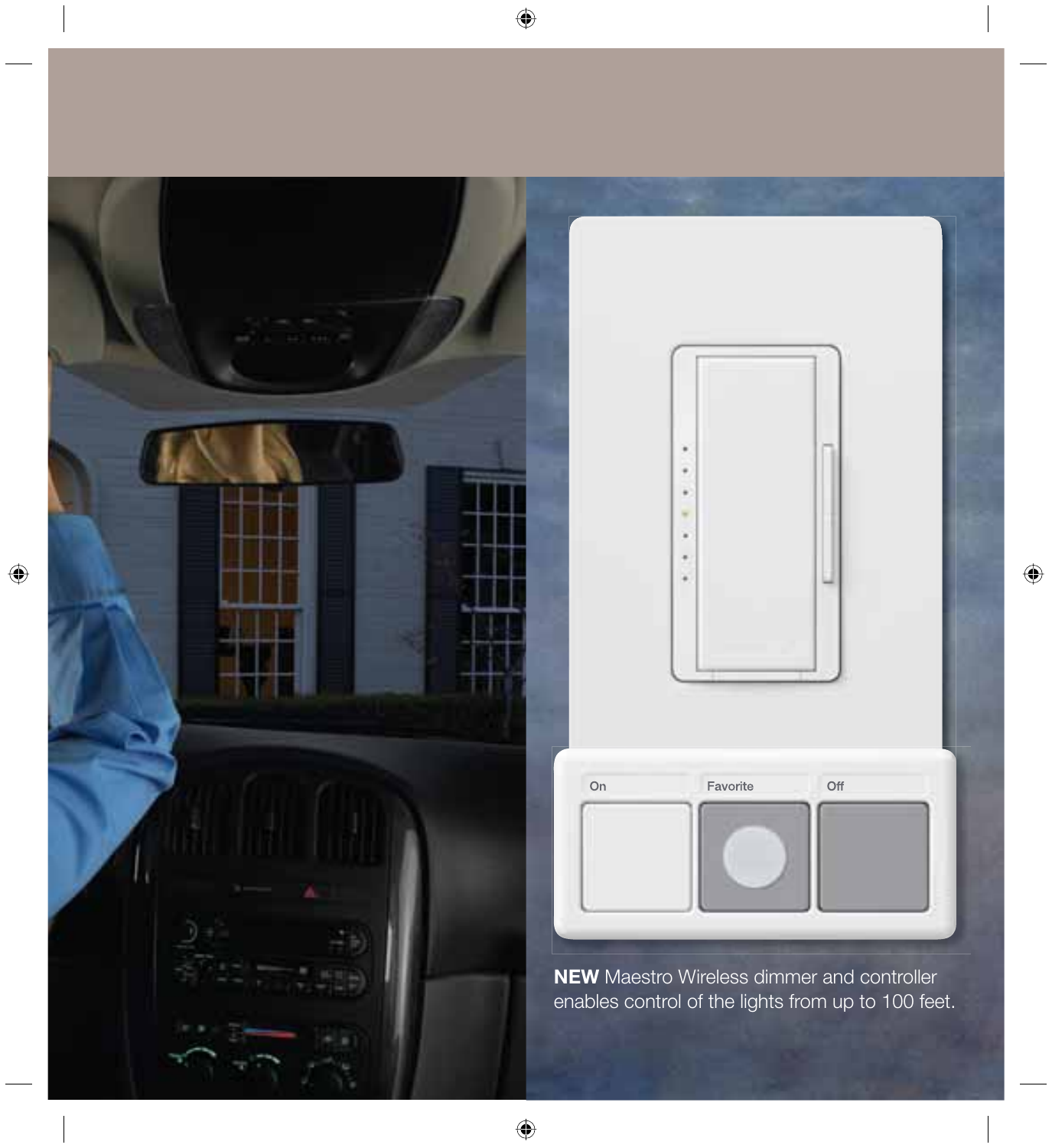**NEW** Maestro Wireless dimmer and controller enables control of the lights from up to 100 feet.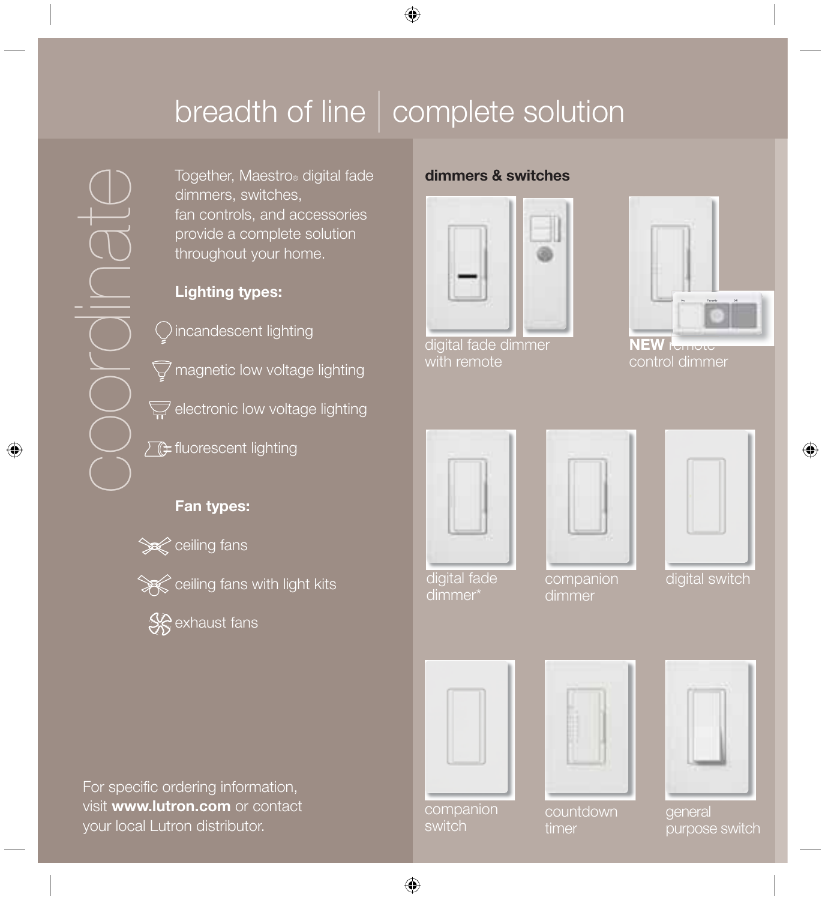# breadth of line | complete solution

coordinate

Together, Maestro® digital fade dimmers, switches, fan controls, and accessories provide a complete solution throughout your home.

**Lighting types:**

- incandescent lighting
- magnetic low voltage lighting
- electronic low voltage lighting
- fluorescent lighting

**Fan types:**

- ceiling fans
- ceiling fans with light kits
- exhaust fans

For specific ordering information, visit **www.lutron.com** or contact your local Lutron distributor.

**dimmers & switches**

digital fade dimmer with remote

**NEW** remote control dimmer

digital fade dimmer*

companion dimmer

digital switch

companion switch

countdown timer

general purpose switch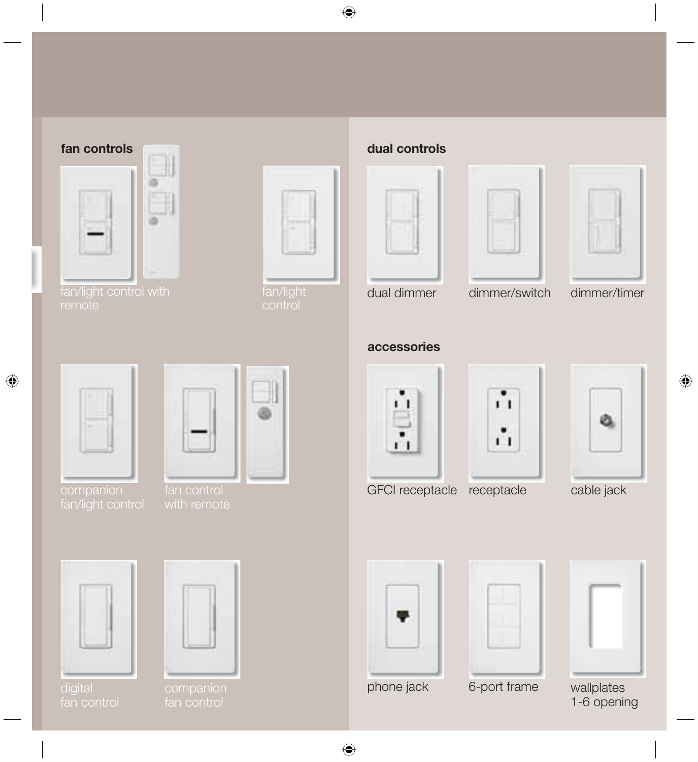## fan controls

fan/light control with remote

fan/light control

companion fan/light control

fan control with remote

digital fan control

companion fan control

## dual controls

dual dimmer

dimmer/switch

dimmer/timer

## accessories

GFCI receptacle

receptacle

cable jack

phone jack

6-port frame

wallplates 1-6 opening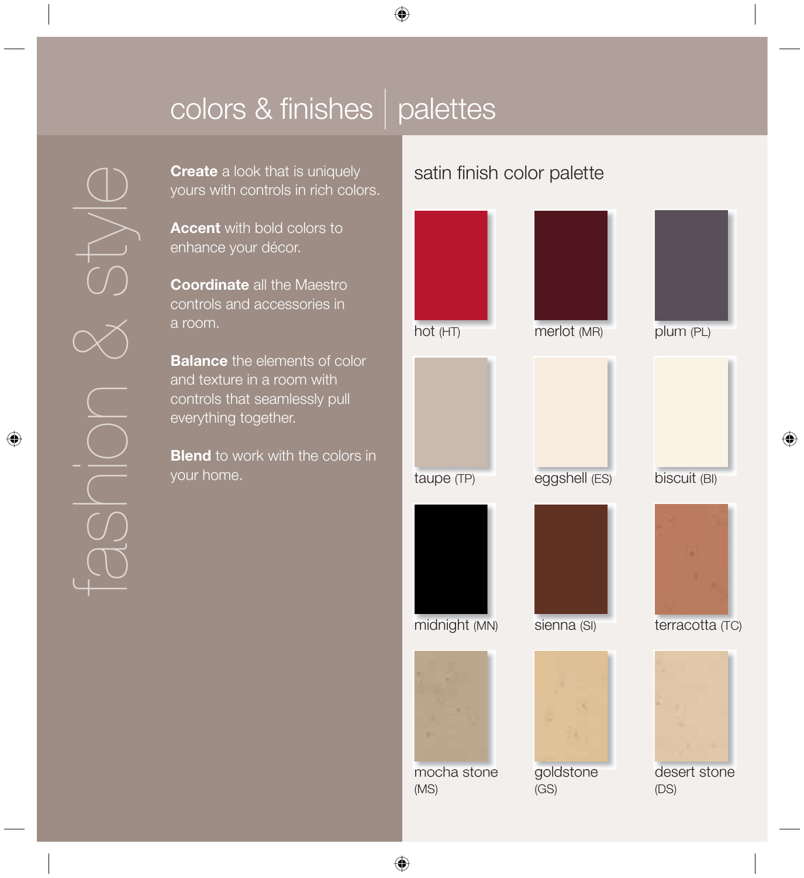# colors & finishes | palettes

fashion & style

**Create** a look that is uniquely yours with controls in rich colors.

**Accent** with bold colors to enhance your décor.

**Coordinate** all the Maestro controls and accessories in a room.

**Balance** the elements of color and texture in a room with controls that seamlessly pull everything together.

**Blend** to work with the colors in your home.

## satin finish color palette

- hot (HT)
- merlot (MR)
- plum (PL)
- taupe (TP)
- eggshell (ES)
- biscuit (BI)
- midnight (MN)
- sienna (SI)
- terracotta (TC)
- mocha stone (MS)
- goldstone (GS)
- desert stone (DS)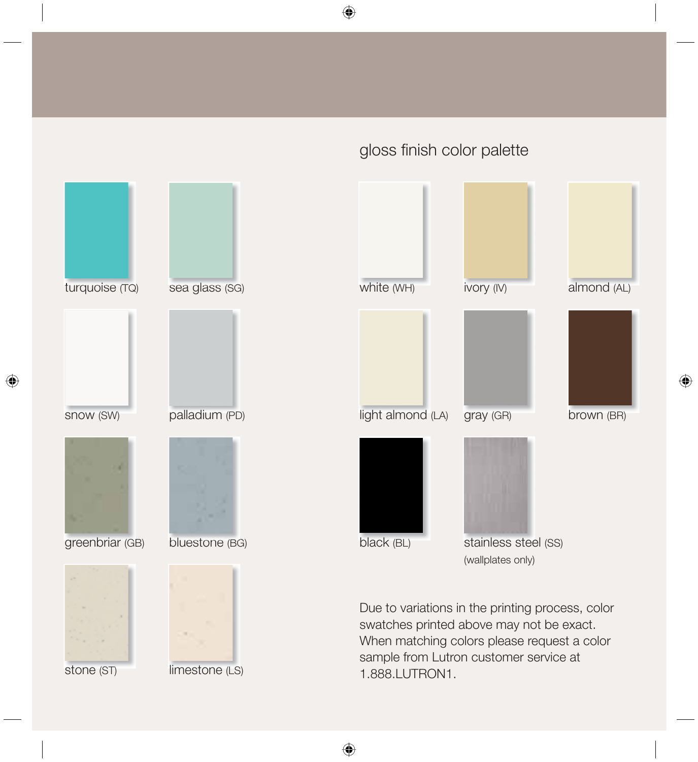turquoise (TQ)

sea glass (SG)

snow (SW)

palladium (PD)

greenbriar (GB)

bluestone (BG)

stone (ST)

limestone (LS)

## gloss finish color palette

white (WH)

ivory (IV)

almond (AL)

light almond (LA)

gray (GR)

brown (BR)

black (BL)

stainless steel (SS)
(wallplates only)

Due to variations in the printing process, color swatches printed above may not be exact. When matching colors please request a color sample from Lutron customer service at 1.888.LUTRON1.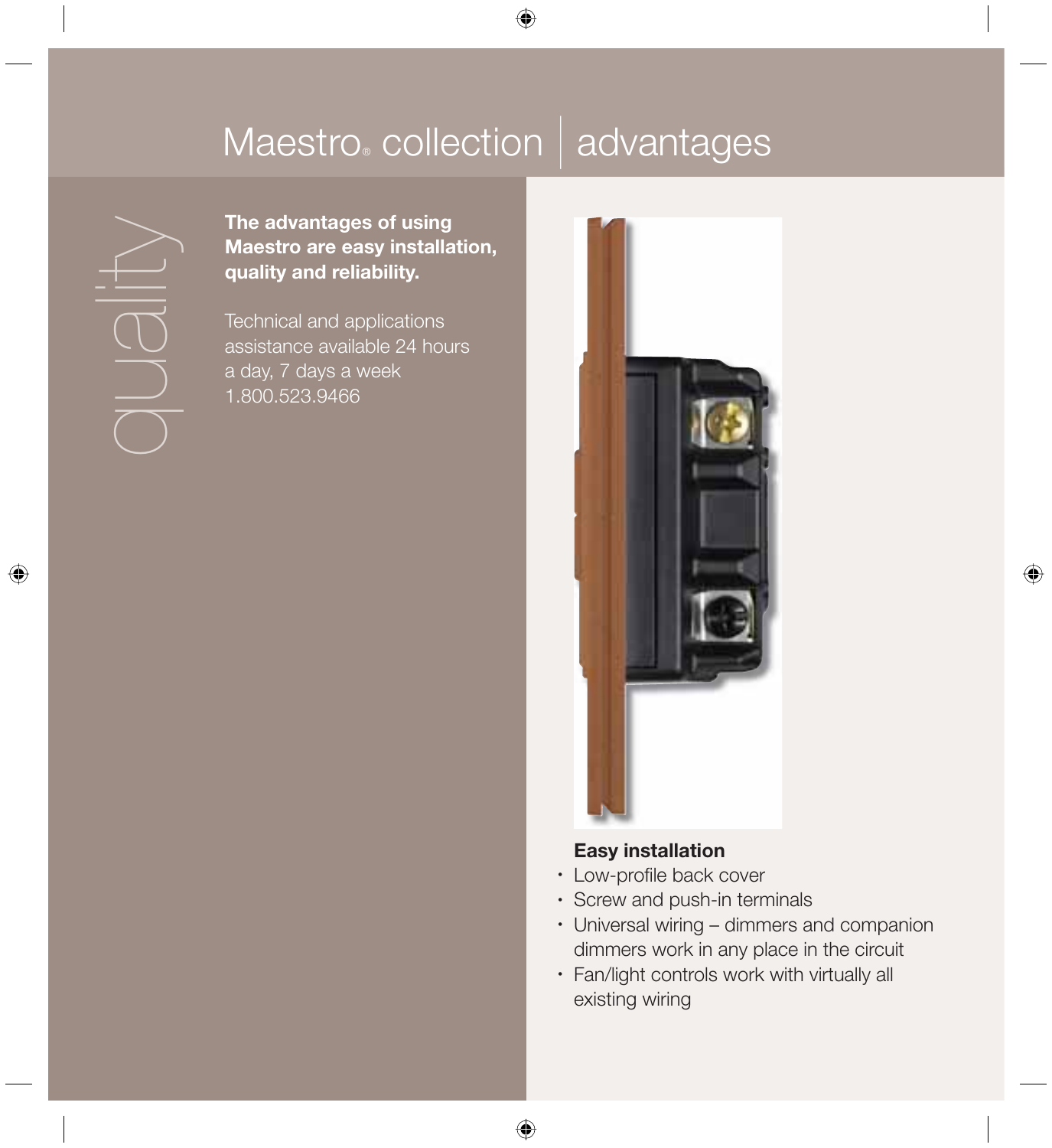# Maestro® collection | advantages

quality

**The advantages of using Maestro are easy installation, quality and reliability.**

Technical and applications assistance available 24 hours a day, 7 days a week 1.800.523.9466

**Easy installation**

- Low-profile back cover
- Screw and push-in terminals
- Universal wiring – dimmers and companion dimmers work in any place in the circuit
- Fan/light controls work with virtually all existing wiring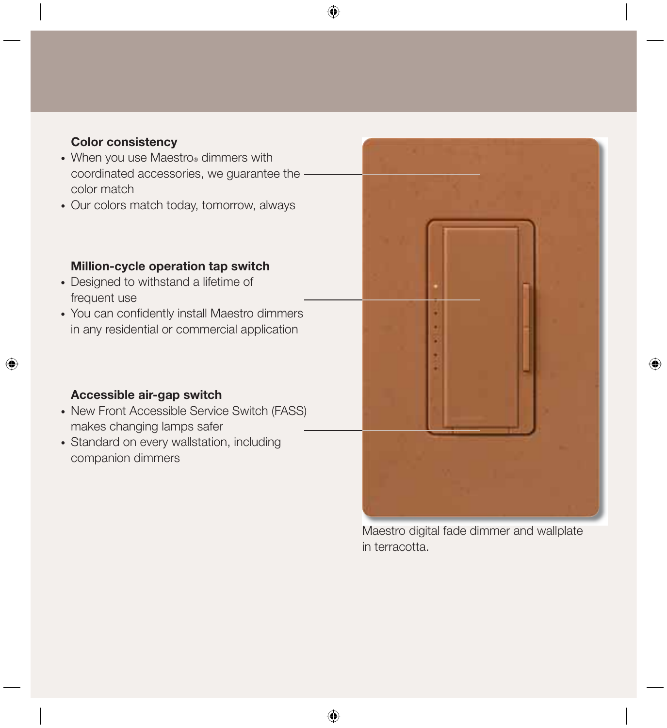### Color consistency

- When you use Maestro® dimmers with coordinated accessories, we guarantee the color match
- Our colors match today, tomorrow, always

### Million-cycle operation tap switch

- Designed to withstand a lifetime of frequent use
- You can confidently install Maestro dimmers in any residential or commercial application

### Accessible air-gap switch

- New Front Accessible Service Switch (FASS) makes changing lamps safer
- Standard on every wallstation, including companion dimmers

Maestro digital fade dimmer and wallplate in terracotta.